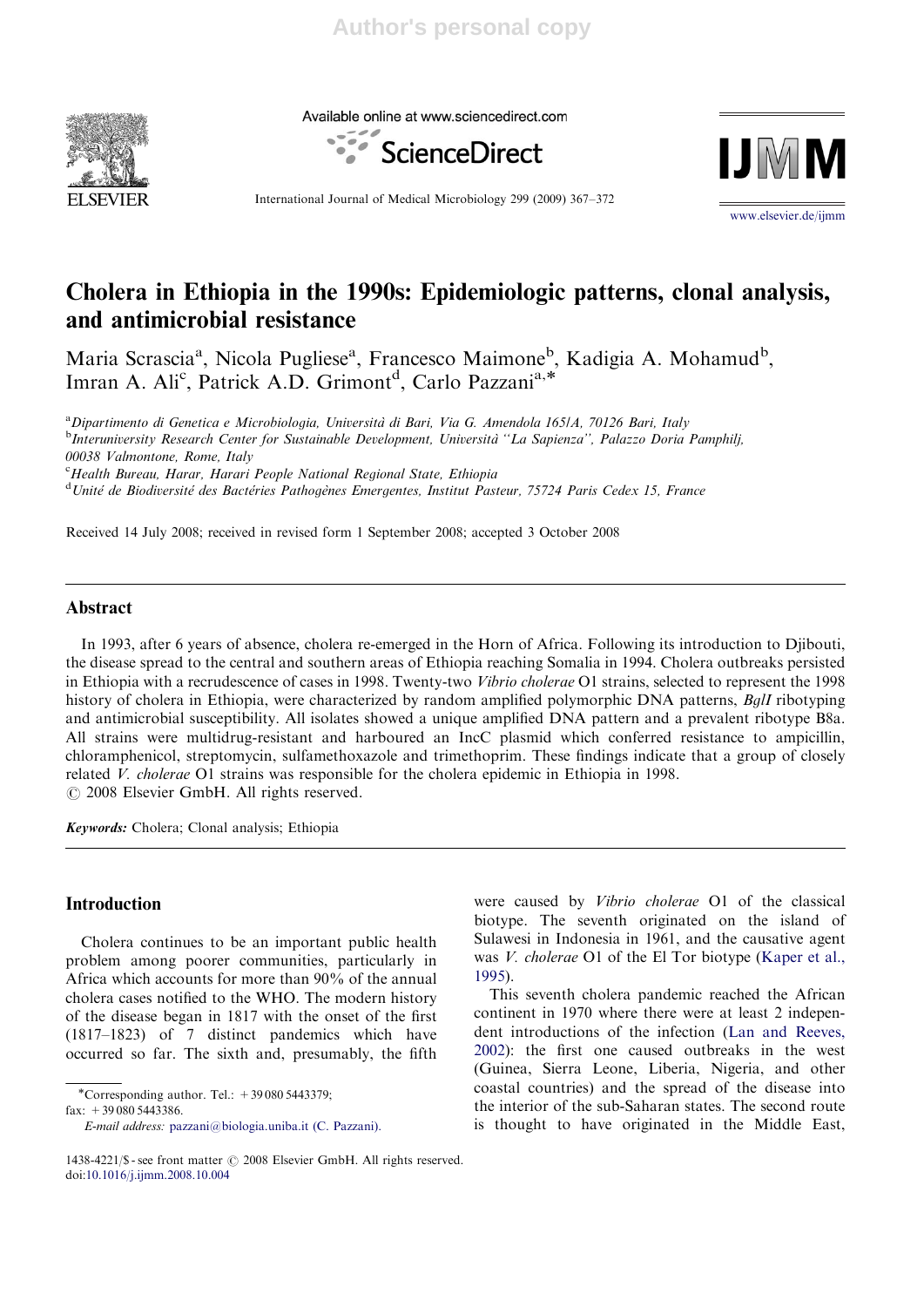# Cholera in Ethiopia in the 1990s: Epidemiologic patterns, clonal analysis, and antimicrobial resistance

Maria Scrascia[a], Nicola Pugliese[a], Francesco Maimone[b], Kadigia A. Mohamud[b], Imran A. Ali[c], Patrick A.D. Grimont[d], Carlo Pazzani[a,*]

[a]Dipartimento di Genetica e Microbiologia, Università di Bari, Via G. Amendola 165/A, 70126 Bari, Italy
[b]Interuniversity Research Center for Sustainable Development, Università "La Sapienza", Palazzo Doria Pamphilj, 00038 Valmontone, Rome, Italy
[c]Health Bureau, Harar, Harari People National Regional State, Ethiopia
[d]Unité de Biodiversité des Bactéries Pathogènes Emergentes, Institut Pasteur, 75724 Paris Cedex 15, France

Received 14 July 2008; received in revised form 1 September 2008; accepted 3 October 2008

## Abstract

In 1993, after 6 years of absence, cholera re-emerged in the Horn of Africa. Following its introduction to Djibouti, the disease spread to the central and southern areas of Ethiopia reaching Somalia in 1994. Cholera outbreaks persisted in Ethiopia with a recrudescence of cases in 1998. Twenty-two *Vibrio cholerae* O1 strains, selected to represent the 1998 history of cholera in Ethiopia, were characterized by random amplified polymorphic DNA patterns, *BglI* ribotyping and antimicrobial susceptibility. All isolates showed a unique amplified DNA pattern and a prevalent ribotype B8a. All strains were multidrug-resistant and harboured an IncC plasmid which conferred resistance to ampicillin, chloramphenicol, streptomycin, sulfamethoxazole and trimethoprim. These findings indicate that a group of closely related *V. cholerae* O1 strains was responsible for the cholera epidemic in Ethiopia in 1998.
© 2008 Elsevier GmbH. All rights reserved.

**Keywords:** Cholera; Clonal analysis; Ethiopia

## Introduction

Cholera continues to be an important public health problem among poorer communities, particularly in Africa which accounts for more than 90% of the annual cholera cases notified to the WHO. The modern history of the disease began in 1817 with the onset of the first (1817–1823) of 7 distinct pandemics which have occurred so far. The sixth and, presumably, the fifth were caused by *Vibrio cholerae* O1 of the classical biotype. The seventh originated on the island of Sulawesi in Indonesia in 1961, and the causative agent was *V. cholerae* O1 of the El Tor biotype (Kaper et al., 1995).

This seventh cholera pandemic reached the African continent in 1970 where there were at least 2 independent introductions of the infection (Lan and Reeves, 2002): the first one caused outbreaks in the west (Guinea, Sierra Leone, Liberia, Nigeria, and other coastal countries) and the spread of the disease into the interior of the sub-Saharan states. The second route is thought to have originated in the Middle East,

*Corresponding author. Tel.: +39 080 5443379; fax: +39 080 5443386.
*E-mail address:* pazzani@biologia.uniba.it (C. Pazzani).

1438-4221/$ - see front matter © 2008 Elsevier GmbH. All rights reserved.
doi:10.1016/j.ijmm.2008.10.004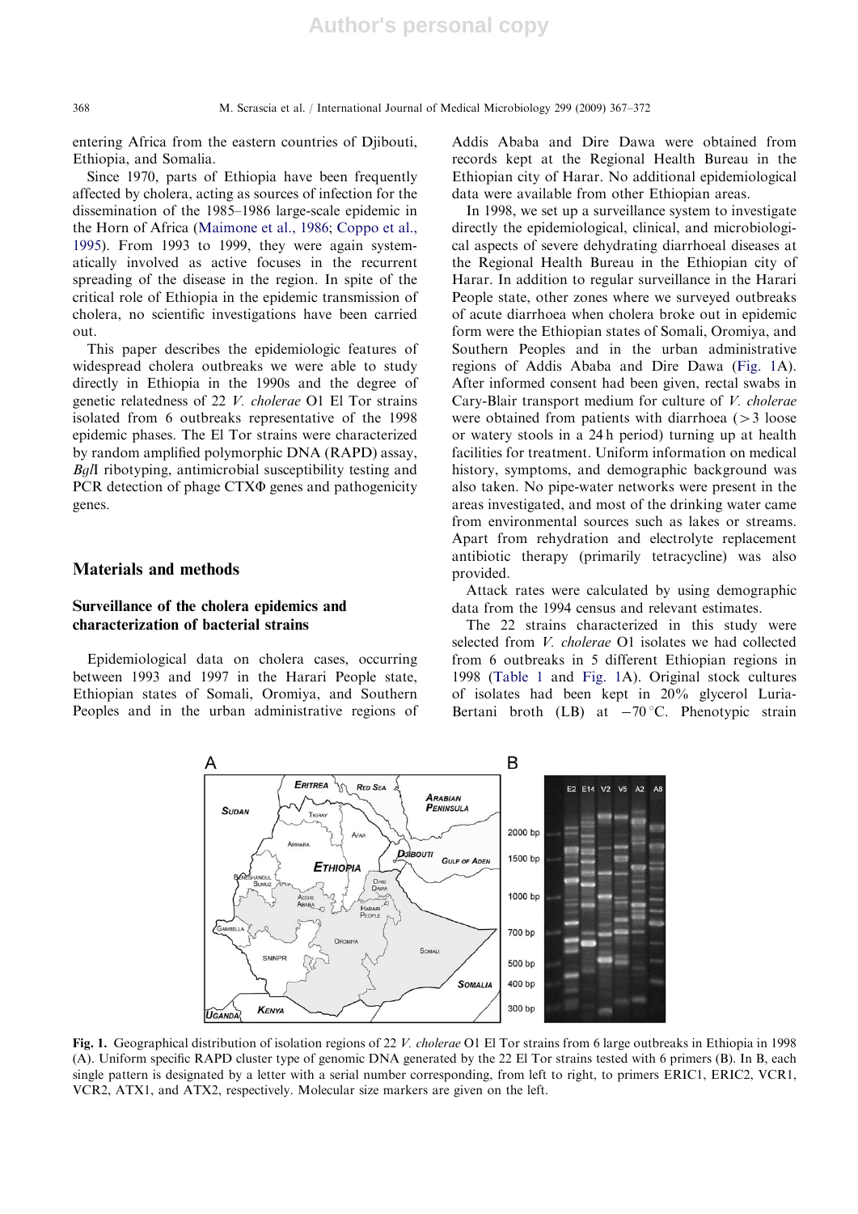entering Africa from the eastern countries of Djibouti, Ethiopia, and Somalia.

Since 1970, parts of Ethiopia have been frequently affected by cholera, acting as sources of infection for the dissemination of the 1985–1986 large-scale epidemic in the Horn of Africa (Maimone et al., 1986; Coppo et al., 1995). From 1993 to 1999, they were again systematically involved as active focuses in the recurrent spreading of the disease in the region. In spite of the critical role of Ethiopia in the epidemic transmission of cholera, no scientific investigations have been carried out.

This paper describes the epidemiologic features of widespread cholera outbreaks we were able to study directly in Ethiopia in the 1990s and the degree of genetic relatedness of 22 *V. cholerae* O1 El Tor strains isolated from 6 outbreaks representative of the 1998 epidemic phases. The El Tor strains were characterized by random amplified polymorphic DNA (RAPD) assay, *Bgl*I ribotyping, antimicrobial susceptibility testing and PCR detection of phage CTXΦ genes and pathogenicity genes.

## Materials and methods

### Surveillance of the cholera epidemics and characterization of bacterial strains

Epidemiological data on cholera cases, occurring between 1993 and 1997 in the Harari People state, Ethiopian states of Somali, Oromiya, and Southern Peoples and in the urban administrative regions of Addis Ababa and Dire Dawa were obtained from records kept at the Regional Health Bureau in the Ethiopian city of Harar. No additional epidemiological data were available from other Ethiopian areas.

In 1998, we set up a surveillance system to investigate directly the epidemiological, clinical, and microbiological aspects of severe dehydrating diarrhoeal diseases at the Regional Health Bureau in the Ethiopian city of Harar. In addition to regular surveillance in the Harari People state, other zones where we surveyed outbreaks of acute diarrhoea when cholera broke out in epidemic form were the Ethiopian states of Somali, Oromiya, and Southern Peoples and in the urban administrative regions of Addis Ababa and Dire Dawa (Fig. 1A). After informed consent had been given, rectal swabs in Cary-Blair transport medium for culture of *V. cholerae* were obtained from patients with diarrhoea (>3 loose or watery stools in a 24 h period) turning up at health facilities for treatment. Uniform information on medical history, symptoms, and demographic background was also taken. No pipe-water networks were present in the areas investigated, and most of the drinking water came from environmental sources such as lakes or streams. Apart from rehydration and electrolyte replacement antibiotic therapy (primarily tetracycline) was also provided.

Attack rates were calculated by using demographic data from the 1994 census and relevant estimates.

The 22 strains characterized in this study were selected from *V. cholerae* O1 isolates we had collected from 6 outbreaks in 5 different Ethiopian regions in 1998 (Table 1 and Fig. 1A). Original stock cultures of isolates had been kept in 20% glycerol Luria-Bertani broth (LB) at −70 °C. Phenotypic strain

**Fig. 1.** Geographical distribution of isolation regions of 22 *V. cholerae* O1 El Tor strains from 6 large outbreaks in Ethiopia in 1998 (A). Uniform specific RAPD cluster type of genomic DNA generated by the 22 El Tor strains tested with 6 primers (B). In B, each single pattern is designated by a letter with a serial number corresponding, from left to right, to primers ERIC1, ERIC2, VCR1, VCR2, ATX1, and ATX2, respectively. Molecular size markers are given on the left.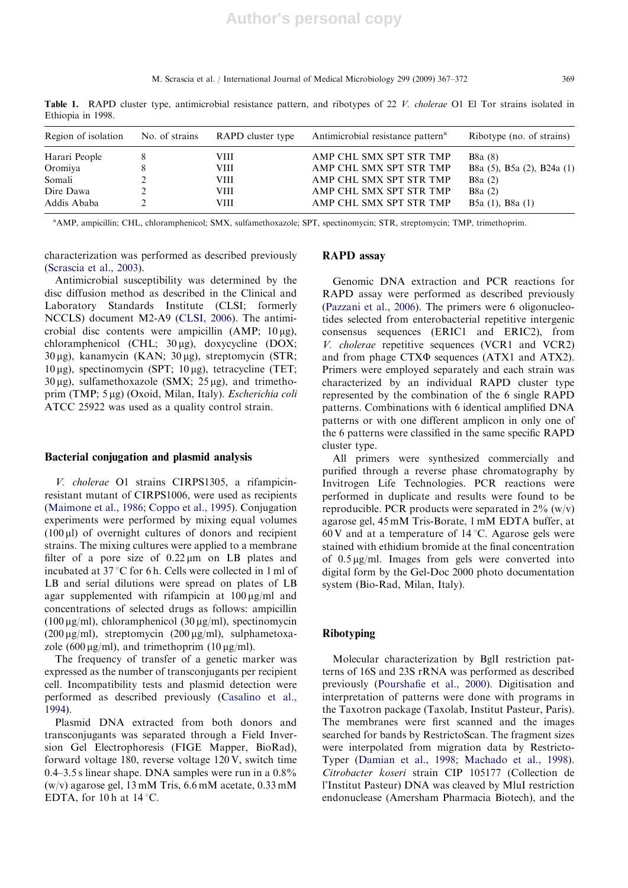**Table 1.** RAPD cluster type, antimicrobial resistance pattern, and ribotypes of 22 *V. cholerae* O1 El Tor strains isolated in Ethiopia in 1998.

| Region of isolation | No. of strains | RAPD cluster type | Antimicrobial resistance pattern[a] | Ribotype (no. of strains) |
|---|---|---|---|---|
| Harari People | 8 | VIII | AMP CHL SMX SPT STR TMP | B8a (8) |
| Oromiya | 8 | VIII | AMP CHL SMX SPT STR TMP | B8a (5), B5a (2), B24a (1) |
| Somali | 2 | VIII | AMP CHL SMX SPT STR TMP | B8a (2) |
| Dire Dawa | 2 | VIII | AMP CHL SMX SPT STR TMP | B8a (2) |
| Addis Ababa | 2 | VIII | AMP CHL SMX SPT STR TMP | B5a (1), B8a (1) |

[a]AMP, ampicillin; CHL, chloramphenicol; SMX, sulfamethoxazole; SPT, spectinomycin; STR, streptomycin; TMP, trimethoprim.

characterization was performed as described previously (Scrascia et al., 2003).

Antimicrobial susceptibility was determined by the disc diffusion method as described in the Clinical and Laboratory Standards Institute (CLSI; formerly NCCLS) document M2-A9 (CLSI, 2006). The antimicrobial disc contents were ampicillin (AMP; 10 μg), chloramphenicol (CHL; 30 μg), doxycycline (DOX; 30 μg), kanamycin (KAN; 30 μg), streptomycin (STR; 10 μg), spectinomycin (SPT; 10 μg), tetracycline (TET; 30 μg), sulfamethoxazole (SMX; 25 μg), and trimethoprim (TMP; 5 μg) (Oxoid, Milan, Italy). *Escherichia coli* ATCC 25922 was used as a quality control strain.

## Bacterial conjugation and plasmid analysis

*V. cholerae* O1 strains CIRPS1305, a rifampicin-resistant mutant of CIRPS1006, were used as recipients (Maimone et al., 1986; Coppo et al., 1995). Conjugation experiments were performed by mixing equal volumes (100 μl) of overnight cultures of donors and recipient strains. The mixing cultures were applied to a membrane filter of a pore size of 0.22 μm on LB plates and incubated at 37 °C for 6 h. Cells were collected in 1 ml of LB and serial dilutions were spread on plates of LB agar supplemented with rifampicin at 100 μg/ml and concentrations of selected drugs as follows: ampicillin (100 μg/ml), chloramphenicol (30 μg/ml), spectinomycin (200 μg/ml), streptomycin (200 μg/ml), sulphametoxazole (600 μg/ml), and trimethoprim (10 μg/ml).

The frequency of transfer of a genetic marker was expressed as the number of transconjugants per recipient cell. Incompatibility tests and plasmid detection were performed as described previously (Casalino et al., 1994).

Plasmid DNA extracted from both donors and transconjugants was separated through a Field Inversion Gel Electrophoresis (FIGE Mapper, BioRad), forward voltage 180, reverse voltage 120 V, switch time 0.4–3.5 s linear shape. DNA samples were run in a 0.8% (w/v) agarose gel, 13 mM Tris, 6.6 mM acetate, 0.33 mM EDTA, for 10 h at 14 °C.

## RAPD assay

Genomic DNA extraction and PCR reactions for RAPD assay were performed as described previously (Pazzani et al., 2006). The primers were 6 oligonucleotides selected from enterobacterial repetitive intergenic consensus sequences (ERIC1 and ERIC2), from *V. cholerae* repetitive sequences (VCR1 and VCR2) and from phage CTXΦ sequences (ATX1 and ATX2). Primers were employed separately and each strain was characterized by an individual RAPD cluster type represented by the combination of the 6 single RAPD patterns. Combinations with 6 identical amplified DNA patterns or with one different amplicon in only one of the 6 patterns were classified in the same specific RAPD cluster type.

All primers were synthesized commercially and purified through a reverse phase chromatography by Invitrogen Life Technologies. PCR reactions were performed in duplicate and results were found to be reproducible. PCR products were separated in 2% (w/v) agarose gel, 45 mM Tris-Borate, 1 mM EDTA buffer, at 60 V and at a temperature of 14 °C. Agarose gels were stained with ethidium bromide at the final concentration of 0.5 μg/ml. Images from gels were converted into digital form by the Gel-Doc 2000 photo documentation system (Bio-Rad, Milan, Italy).

## Ribotyping

Molecular characterization by BglI restriction patterns of 16S and 23S rRNA was performed as described previously (Pourshafie et al., 2000). Digitisation and interpretation of patterns were done with programs in the Taxotron package (Taxolab, Institut Pasteur, Paris). The membranes were first scanned and the images searched for bands by RestrictoScan. The fragment sizes were interpolated from migration data by RestrictoTyper (Damian et al., 1998; Machado et al., 1998). *Citrobacter koseri* strain CIP 105177 (Collection de l'Institut Pasteur) DNA was cleaved by MluI restriction endonuclease (Amersham Pharmacia Biotech), and the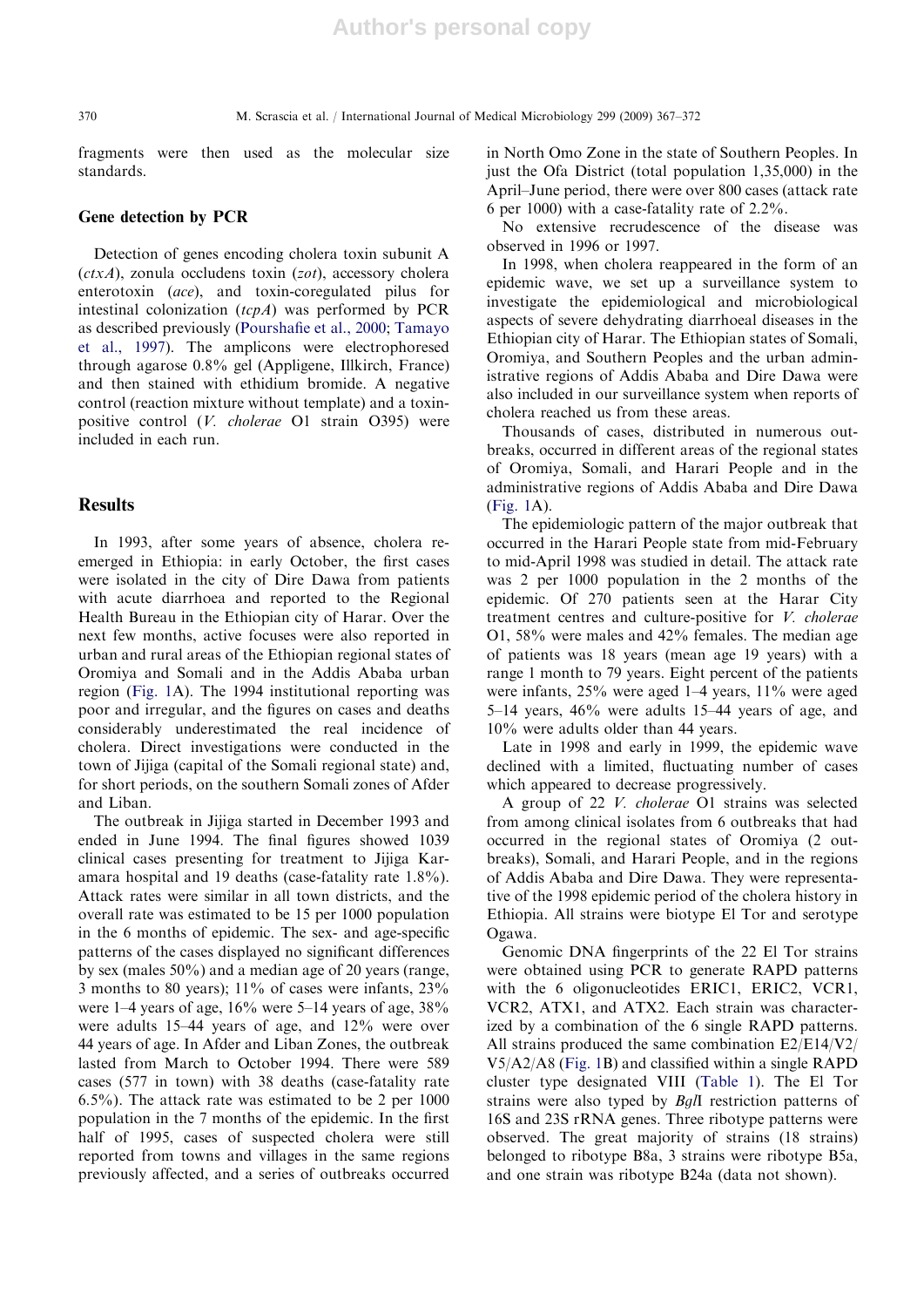fragments were then used as the molecular size standards.

## Gene detection by PCR

Detection of genes encoding cholera toxin subunit A (*ctxA*), zonula occludens toxin (*zot*), accessory cholera enterotoxin (*ace*), and toxin-coregulated pilus for intestinal colonization (*tcpA*) was performed by PCR as described previously (Pourshafie et al., 2000; Tamayo et al., 1997). The amplicons were electrophoresed through agarose 0.8% gel (Appligene, Illkirch, France) and then stained with ethidium bromide. A negative control (reaction mixture without template) and a toxin-positive control (*V. cholerae* O1 strain O395) were included in each run.

# Results

In 1993, after some years of absence, cholera re-emerged in Ethiopia: in early October, the first cases were isolated in the city of Dire Dawa from patients with acute diarrhoea and reported to the Regional Health Bureau in the Ethiopian city of Harar. Over the next few months, active focuses were also reported in urban and rural areas of the Ethiopian regional states of Oromiya and Somali and in the Addis Ababa urban region (Fig. 1A). The 1994 institutional reporting was poor and irregular, and the figures on cases and deaths considerably underestimated the real incidence of cholera. Direct investigations were conducted in the town of Jijiga (capital of the Somali regional state) and, for short periods, on the southern Somali zones of Afder and Liban.

The outbreak in Jijiga started in December 1993 and ended in June 1994. The final figures showed 1039 clinical cases presenting for treatment to Jijiga Karamara hospital and 19 deaths (case-fatality rate 1.8%). Attack rates were similar in all town districts, and the overall rate was estimated to be 15 per 1000 population in the 6 months of epidemic. The sex- and age-specific patterns of the cases displayed no significant differences by sex (males 50%) and a median age of 20 years (range, 3 months to 80 years); 11% of cases were infants, 23% were 1–4 years of age, 16% were 5–14 years of age, 38% were adults 15–44 years of age, and 12% were over 44 years of age. In Afder and Liban Zones, the outbreak lasted from March to October 1994. There were 589 cases (577 in town) with 38 deaths (case-fatality rate 6.5%). The attack rate was estimated to be 2 per 1000 population in the 7 months of the epidemic. In the first half of 1995, cases of suspected cholera were still reported from towns and villages in the same regions previously affected, and a series of outbreaks occurred in North Omo Zone in the state of Southern Peoples. In just the Ofa District (total population 1,35,000) in the April–June period, there were over 800 cases (attack rate 6 per 1000) with a case-fatality rate of 2.2%.

No extensive recrudescence of the disease was observed in 1996 or 1997.

In 1998, when cholera reappeared in the form of an epidemic wave, we set up a surveillance system to investigate the epidemiological and microbiological aspects of severe dehydrating diarrhoeal diseases in the Ethiopian city of Harar. The Ethiopian states of Somali, Oromiya, and Southern Peoples and the urban administrative regions of Addis Ababa and Dire Dawa were also included in our surveillance system when reports of cholera reached us from these areas.

Thousands of cases, distributed in numerous outbreaks, occurred in different areas of the regional states of Oromiya, Somali, and Harari People and in the administrative regions of Addis Ababa and Dire Dawa (Fig. 1A).

The epidemiologic pattern of the major outbreak that occurred in the Harari People state from mid-February to mid-April 1998 was studied in detail. The attack rate was 2 per 1000 population in the 2 months of the epidemic. Of 270 patients seen at the Harar City treatment centres and culture-positive for *V. cholerae* O1, 58% were males and 42% females. The median age of patients was 18 years (mean age 19 years) with a range 1 month to 79 years. Eight percent of the patients were infants, 25% were aged 1–4 years, 11% were aged 5–14 years, 46% were adults 15–44 years of age, and 10% were adults older than 44 years.

Late in 1998 and early in 1999, the epidemic wave declined with a limited, fluctuating number of cases which appeared to decrease progressively.

A group of 22 *V. cholerae* O1 strains was selected from among clinical isolates from 6 outbreaks that had occurred in the regional states of Oromiya (2 outbreaks), Somali, and Harari People, and in the regions of Addis Ababa and Dire Dawa. They were representative of the 1998 epidemic period of the cholera history in Ethiopia. All strains were biotype El Tor and serotype Ogawa.

Genomic DNA fingerprints of the 22 El Tor strains were obtained using PCR to generate RAPD patterns with the 6 oligonucleotides ERIC1, ERIC2, VCR1, VCR2, ATX1, and ATX2. Each strain was characterized by a combination of the 6 single RAPD patterns. All strains produced the same combination E2/E14/V2/V5/A2/A8 (Fig. 1B) and classified within a single RAPD cluster type designated VIII (Table 1). The El Tor strains were also typed by *Bgl*I restriction patterns of 16S and 23S rRNA genes. Three ribotype patterns were observed. The great majority of strains (18 strains) belonged to ribotype B8a, 3 strains were ribotype B5a, and one strain was ribotype B24a (data not shown).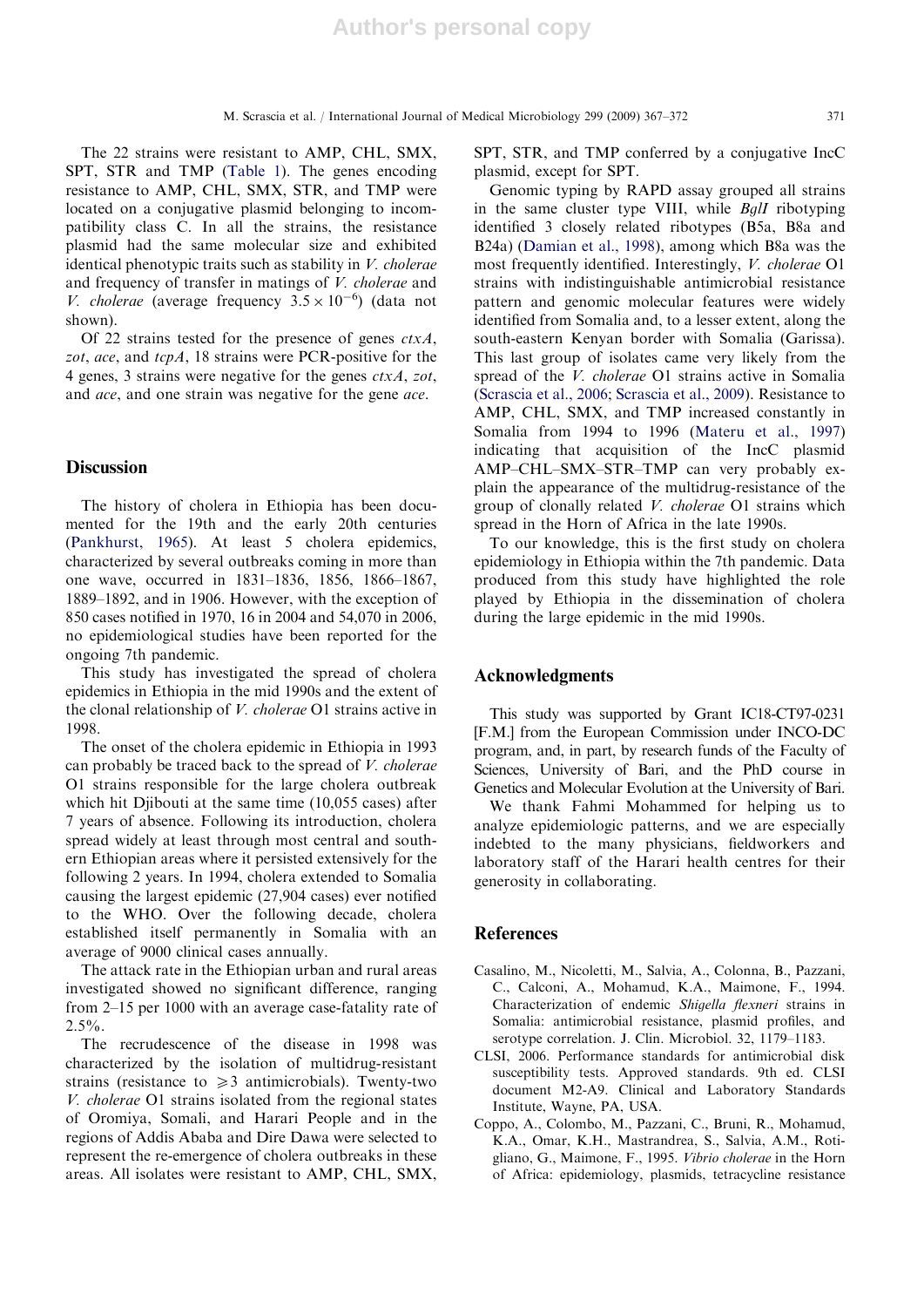The 22 strains were resistant to AMP, CHL, SMX, SPT, STR and TMP (Table 1). The genes encoding resistance to AMP, CHL, SMX, STR, and TMP were located on a conjugative plasmid belonging to incompatibility class C. In all the strains, the resistance plasmid had the same molecular size and exhibited identical phenotypic traits such as stability in *V. cholerae* and frequency of transfer in matings of *V. cholerae* and *V. cholerae* (average frequency $3.5 \times 10^{-6}$) (data not shown).

Of 22 strains tested for the presence of genes *ctxA*, *zot*, *ace*, and *tcpA*, 18 strains were PCR-positive for the 4 genes, 3 strains were negative for the genes *ctxA*, *zot*, and *ace*, and one strain was negative for the gene *ace*.

## Discussion

The history of cholera in Ethiopia has been documented for the 19th and the early 20th centuries (Pankhurst, 1965). At least 5 cholera epidemics, characterized by several outbreaks coming in more than one wave, occurred in 1831–1836, 1856, 1866–1867, 1889–1892, and in 1906. However, with the exception of 850 cases notified in 1970, 16 in 2004 and 54,070 in 2006, no epidemiological studies have been reported for the ongoing 7th pandemic.

This study has investigated the spread of cholera epidemics in Ethiopia in the mid 1990s and the extent of the clonal relationship of *V. cholerae* O1 strains active in 1998.

The onset of the cholera epidemic in Ethiopia in 1993 can probably be traced back to the spread of *V. cholerae* O1 strains responsible for the large cholera outbreak which hit Djibouti at the same time (10,055 cases) after 7 years of absence. Following its introduction, cholera spread widely at least through most central and southern Ethiopian areas where it persisted extensively for the following 2 years. In 1994, cholera extended to Somalia causing the largest epidemic (27,904 cases) ever notified to the WHO. Over the following decade, cholera established itself permanently in Somalia with an average of 9000 clinical cases annually.

The attack rate in the Ethiopian urban and rural areas investigated showed no significant difference, ranging from 2–15 per 1000 with an average case-fatality rate of 2.5%.

The recrudescence of the disease in 1998 was characterized by the isolation of multidrug-resistant strains (resistance to $\geqslant 3$ antimicrobials). Twenty-two *V. cholerae* O1 strains isolated from the regional states of Oromiya, Somali, and Harari People and in the regions of Addis Ababa and Dire Dawa were selected to represent the re-emergence of cholera outbreaks in these areas. All isolates were resistant to AMP, CHL, SMX, SPT, STR, and TMP conferred by a conjugative IncC plasmid, except for SPT.

Genomic typing by RAPD assay grouped all strains in the same cluster type VIII, while *BglI* ribotyping identified 3 closely related ribotypes (B5a, B8a and B24a) (Damian et al., 1998), among which B8a was the most frequently identified. Interestingly, *V. cholerae* O1 strains with indistinguishable antimicrobial resistance pattern and genomic molecular features were widely identified from Somalia and, to a lesser extent, along the south-eastern Kenyan border with Somalia (Garissa). This last group of isolates came very likely from the spread of the *V. cholerae* O1 strains active in Somalia (Scrascia et al., 2006; Scrascia et al., 2009). Resistance to AMP, CHL, SMX, and TMP increased constantly in Somalia from 1994 to 1996 (Materu et al., 1997) indicating that acquisition of the IncC plasmid AMP–CHL–SMX–STR–TMP can very probably explain the appearance of the multidrug-resistance of the group of clonally related *V. cholerae* O1 strains which spread in the Horn of Africa in the late 1990s.

To our knowledge, this is the first study on cholera epidemiology in Ethiopia within the 7th pandemic. Data produced from this study have highlighted the role played by Ethiopia in the dissemination of cholera during the large epidemic in the mid 1990s.

## Acknowledgments

This study was supported by Grant IC18-CT97-0231 [F.M.] from the European Commission under INCO-DC program, and, in part, by research funds of the Faculty of Sciences, University of Bari, and the PhD course in Genetics and Molecular Evolution at the University of Bari.

We thank Fahmi Mohammed for helping us to analyze epidemiologic patterns, and we are especially indebted to the many physicians, fieldworkers and laboratory staff of the Harari health centres for their generosity in collaborating.

## References

Casalino, M., Nicoletti, M., Salvia, A., Colonna, B., Pazzani, C., Calconi, A., Mohamud, K.A., Maimone, F., 1994. Characterization of endemic *Shigella flexneri* strains in Somalia: antimicrobial resistance, plasmid profiles, and serotype correlation. J. Clin. Microbiol. 32, 1179–1183.

CLSI, 2006. Performance standards for antimicrobial disk susceptibility tests. Approved standards. 9th ed. CLSI document M2-A9. Clinical and Laboratory Standards Institute, Wayne, PA, USA.

Coppo, A., Colombo, M., Pazzani, C., Bruni, R., Mohamud, K.A., Omar, K.H., Mastrandrea, S., Salvia, A.M., Rotigliano, G., Maimone, F., 1995. *Vibrio cholerae* in the Horn of Africa: epidemiology, plasmids, tetracycline resistance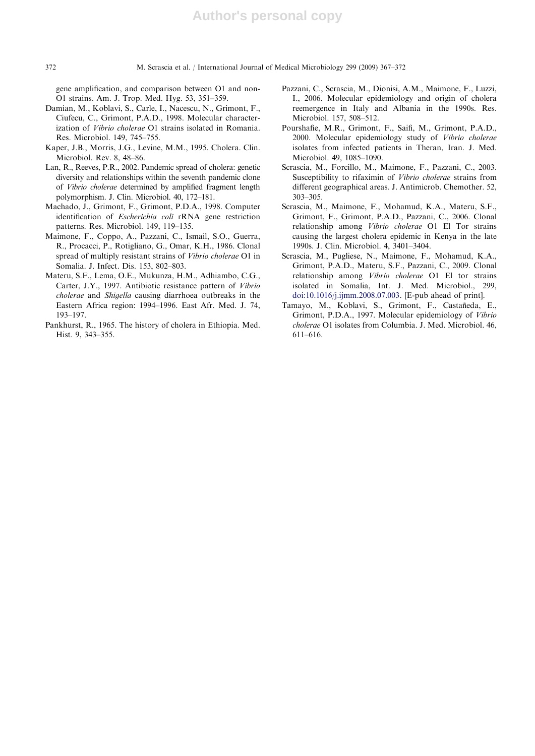gene amplification, and comparison between O1 and non-O1 strains. Am. J. Trop. Med. Hyg. 53, 351–359.

Damian, M., Koblavi, S., Carle, I., Nacescu, N., Grimont, F., Ciufecu, C., Grimont, P.A.D., 1998. Molecular characterization of *Vibrio cholerae* O1 strains isolated in Romania. Res. Microbiol. 149, 745–755.

Kaper, J.B., Morris, J.G., Levine, M.M., 1995. Cholera. Clin. Microbiol. Rev. 8, 48–86.

Lan, R., Reeves, P.R., 2002. Pandemic spread of cholera: genetic diversity and relationships within the seventh pandemic clone of *Vibrio cholerae* determined by amplified fragment length polymorphism. J. Clin. Microbiol. 40, 172–181.

Machado, J., Grimont, F., Grimont, P.D.A., 1998. Computer identification of *Escherichia coli* rRNA gene restriction patterns. Res. Microbiol. 149, 119–135.

Maimone, F., Coppo, A., Pazzani, C., Ismail, S.O., Guerra, R., Procacci, P., Rotigliano, G., Omar, K.H., 1986. Clonal spread of multiply resistant strains of *Vibrio cholerae* O1 in Somalia. J. Infect. Dis. 153, 802–803.

Materu, S.F., Lema, O.E., Mukunza, H.M., Adhiambo, C.G., Carter, J.Y., 1997. Antibiotic resistance pattern of *Vibrio cholerae* and *Shigella* causing diarrhoea outbreaks in the Eastern Africa region: 1994–1996. East Afr. Med. J. 74, 193–197.

Pankhurst, R., 1965. The history of cholera in Ethiopia. Med. Hist. 9, 343–355.

Pazzani, C., Scrascia, M., Dionisi, A.M., Maimone, F., Luzzi, I., 2006. Molecular epidemiology and origin of cholera reemergence in Italy and Albania in the 1990s. Res. Microbiol. 157, 508–512.

Pourshafie, M.R., Grimont, F., Saifi, M., Grimont, P.A.D., 2000. Molecular epidemiology study of *Vibrio cholerae* isolates from infected patients in Theran, Iran. J. Med. Microbiol. 49, 1085–1090.

Scrascia, M., Forcillo, M., Maimone, F., Pazzani, C., 2003. Susceptibility to rifaximin of *Vibrio cholerae* strains from different geographical areas. J. Antimicrob. Chemother. 52, 303–305.

Scrascia, M., Maimone, F., Mohamud, K.A., Materu, S.F., Grimont, F., Grimont, P.A.D., Pazzani, C., 2006. Clonal relationship among *Vibrio cholerae* O1 El Tor strains causing the largest cholera epidemic in Kenya in the late 1990s. J. Clin. Microbiol. 4, 3401–3404.

Scrascia, M., Pugliese, N., Maimone, F., Mohamud, K.A., Grimont, P.A.D., Materu, S.F., Pazzani, C., 2009. Clonal relationship among *Vibrio cholerae* O1 El tor strains isolated in Somalia, Int. J. Med. Microbiol., 299, doi:10.1016/j.ijmm.2008.07.003. [E-pub ahead of print].

Tamayo, M., Koblavi, S., Grimont, F., Castañeda, E., Grimont, P.D.A., 1997. Molecular epidemiology of *Vibrio cholerae* O1 isolates from Columbia. J. Med. Microbiol. 46, 611–616.